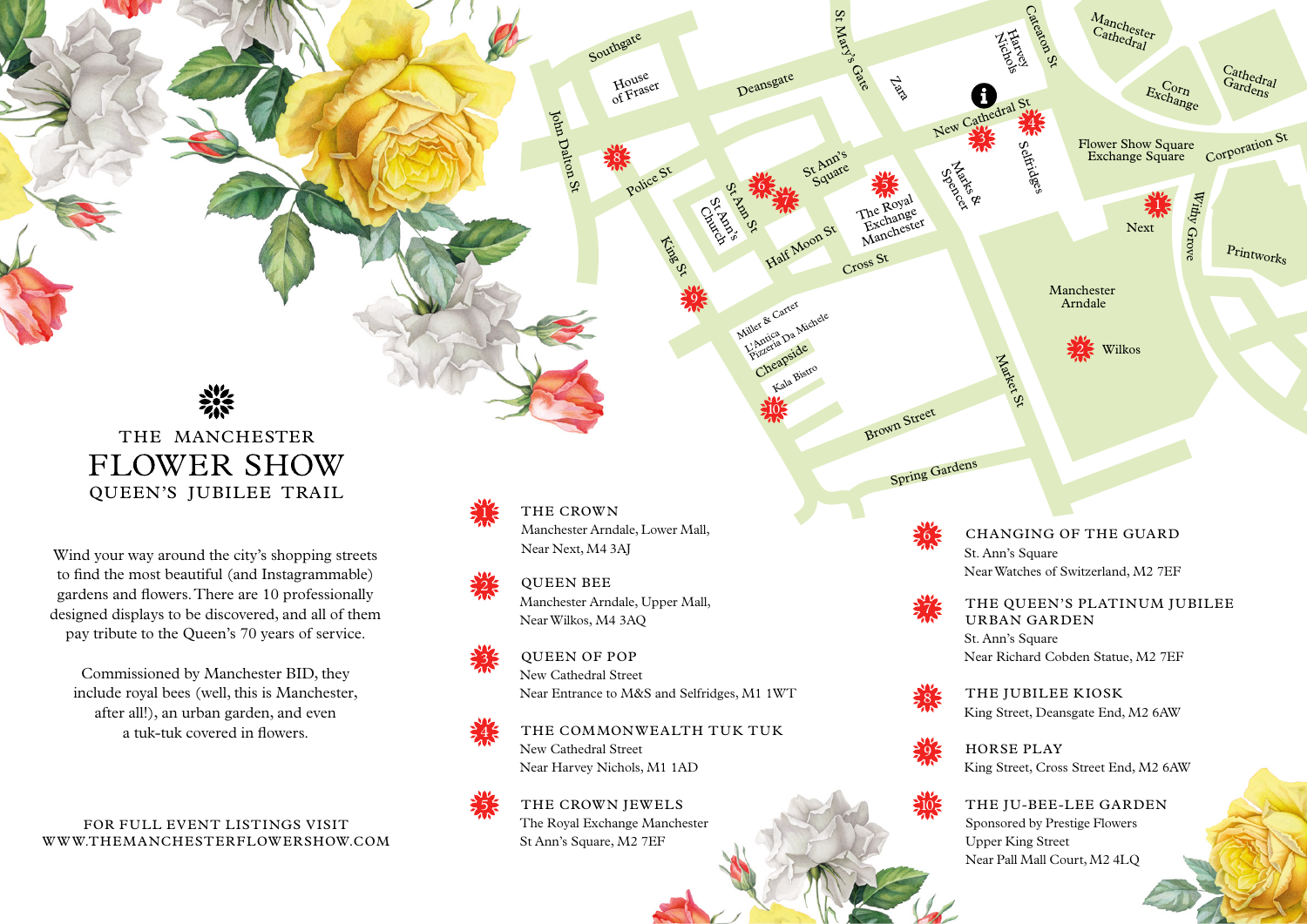# THE MANCHESTER FLOWER SHOW

## QUEEN'S JUBILEE TRAIL

Wind your way around the city's shopping streets to find the most beautiful (and Instagrammable) gardens and flowers. There are 10 professionally designed displays to be discovered, and all of them pay tribute to the Queen's 70 years of service.

Commissioned by Manchester BID, they include royal bees (well, this is Manchester, after all!), an urban garden, and even a tuk-tuk covered in flowers.

FOR FULL EVENT LISTINGS VISIT
WWW.THEMANCHESTERFLOWERSHOW.COM

1. **THE CROWN**
   Manchester Arndale, Lower Mall,
   Near Next, M4 3AJ

2. **QUEEN BEE**
   Manchester Arndale, Upper Mall,
   Near Wilkos, M4 3AQ

3. **QUEEN OF POP**
   New Cathedral Street
   Near Entrance to M&S and Selfridges, M1 1WT

4. **THE COMMONWEALTH TUK TUK**
   New Cathedral Street
   Near Harvey Nichols, M1 1AD

5. **THE CROWN JEWELS**
   The Royal Exchange Manchester
   St Ann's Square, M2 7EF

6. **CHANGING OF THE GUARD**
   St. Ann's Square
   Near Watches of Switzerland, M2 7EF

7. **THE QUEEN'S PLATINUM JUBILEE URBAN GARDEN**
   St. Ann's Square
   Near Richard Cobden Statue, M2 7EF

8. **THE JUBILEE KIOSK**
   King Street, Deansgate End, M2 6AW

9. **HORSE PLAY**
   King Street, Cross Street End, M2 6AW

10. **THE JU-BEE-LEE GARDEN**
    Sponsored by Prestige Flowers
    Upper King Street
    Near Pall Mall Court, M2 4LQ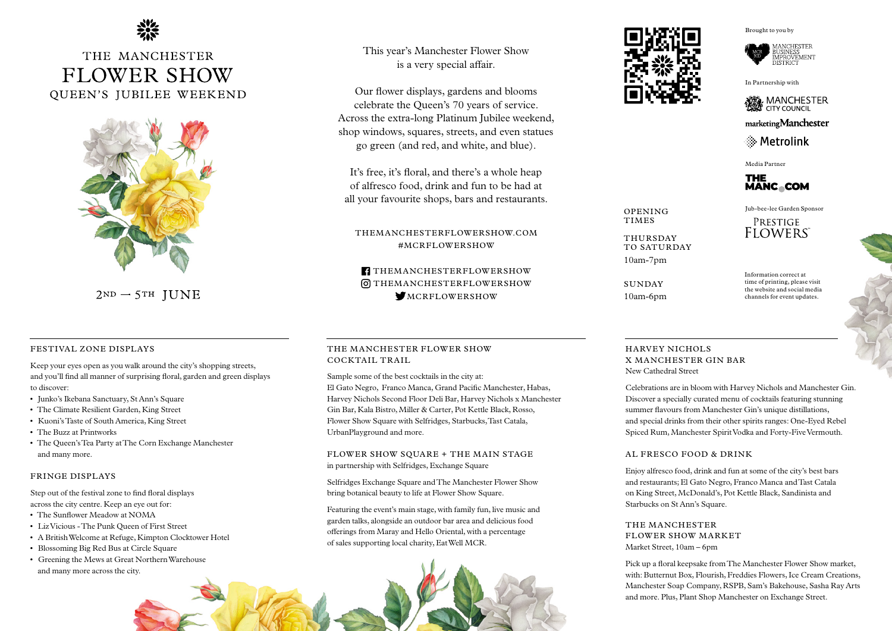# THE MANCHESTER FLOWER SHOW
## QUEEN'S JUBILEE WEEKEND

2ND — 5TH JUNE

This year's Manchester Flower Show is a very special affair.

Our flower displays, gardens and blooms celebrate the Queen's 70 years of service. Across the extra-long Platinum Jubilee weekend, shop windows, squares, streets, and even statues go green (and red, and white, and blue).

It's free, it's floral, and there's a whole heap of alfresco food, drink and fun to be had at all your favourite shops, bars and restaurants.

THEMANCHESTERFLOWERSHOW.COM
#MCRFLOWERSHOW

THEMANCHESTERFLOWERSHOW
THEMANCHESTERFLOWERSHOW
MCRFLOWERSHOW

OPENING TIMES

THURSDAY TO SATURDAY
10am-7pm

SUNDAY
10am-6pm

Brought to you by
MANCHESTER BUSINESS IMPROVEMENT DISTRICT

In Partnership with
MANCHESTER CITY COUNCIL
marketingManchester
Metrolink

Media Partner
THE MANC.COM

Jub-bee-lee Garden Sponsor
PRESTIGE FLOWERS

Information correct at time of printing, please visit the website and social media channels for event updates.

### FESTIVAL ZONE DISPLAYS

Keep your eyes open as you walk around the city's shopping streets, and you'll find all manner of surprising floral, garden and green displays to discover:

- Junko's Ikebana Sanctuary, St Ann's Square
- The Climate Resilient Garden, King Street
- Kuoni's Taste of South America, King Street
- The Buzz at Printworks
- The Queen's Tea Party at The Corn Exchange Manchester

and many more.

### FRINGE DISPLAYS

Step out of the festival zone to find floral displays across the city centre. Keep an eye out for:

- The Sunflower Meadow at NOMA
- Liz Vicious - The Punk Queen of First Street
- A British Welcome at Refuge, Kimpton Clocktower Hotel
- Blossoming Big Red Bus at Circle Square
- Greening the Mews at Great Northern Warehouse

and many more across the city.

### THE MANCHESTER FLOWER SHOW COCKTAIL TRAIL

Sample some of the best cocktails in the city at:
El Gato Negro, Franco Manca, Grand Pacific Manchester, Habas, Harvey Nichols Second Floor Deli Bar, Harvey Nichols x Manchester Gin Bar, Kala Bistro, Miller & Carter, Pot Kettle Black, Rosso, Flower Show Square with Selfridges, Starbucks, Tast Catala, UrbanPlayground and more.

### FLOWER SHOW SQUARE + THE MAIN STAGE

in partnership with Selfridges, Exchange Square

Selfridges Exchange Square and The Manchester Flower Show bring botanical beauty to life at Flower Show Square.

Featuring the event's main stage, with family fun, live music and garden talks, alongside an outdoor bar area and delicious food offerings from Maray and Hello Oriental, with a percentage of sales supporting local charity, Eat Well MCR.

### HARVEY NICHOLS X MANCHESTER GIN BAR

New Cathedral Street

Celebrations are in bloom with Harvey Nichols and Manchester Gin. Discover a specially curated menu of cocktails featuring stunning summer flavours from Manchester Gin's unique distillations, and special drinks from their other spirits ranges: One-Eyed Rebel Spiced Rum, Manchester Spirit Vodka and Forty-Five Vermouth.

### AL FRESCO FOOD & DRINK

Enjoy alfresco food, drink and fun at some of the city's best bars and restaurants; El Gato Negro, Franco Manca and Tast Catala on King Street, McDonald's, Pot Kettle Black, Sandinista and Starbucks on St Ann's Square.

### THE MANCHESTER FLOWER SHOW MARKET

Market Street, 10am – 6pm

Pick up a floral keepsake from The Manchester Flower Show market, with: Butternut Box, Flourish, Freddies Flowers, Ice Cream Creations, Manchester Soap Company, RSPB, Sam's Bakehouse, Sasha Ray Arts and more. Plus, Plant Shop Manchester on Exchange Street.